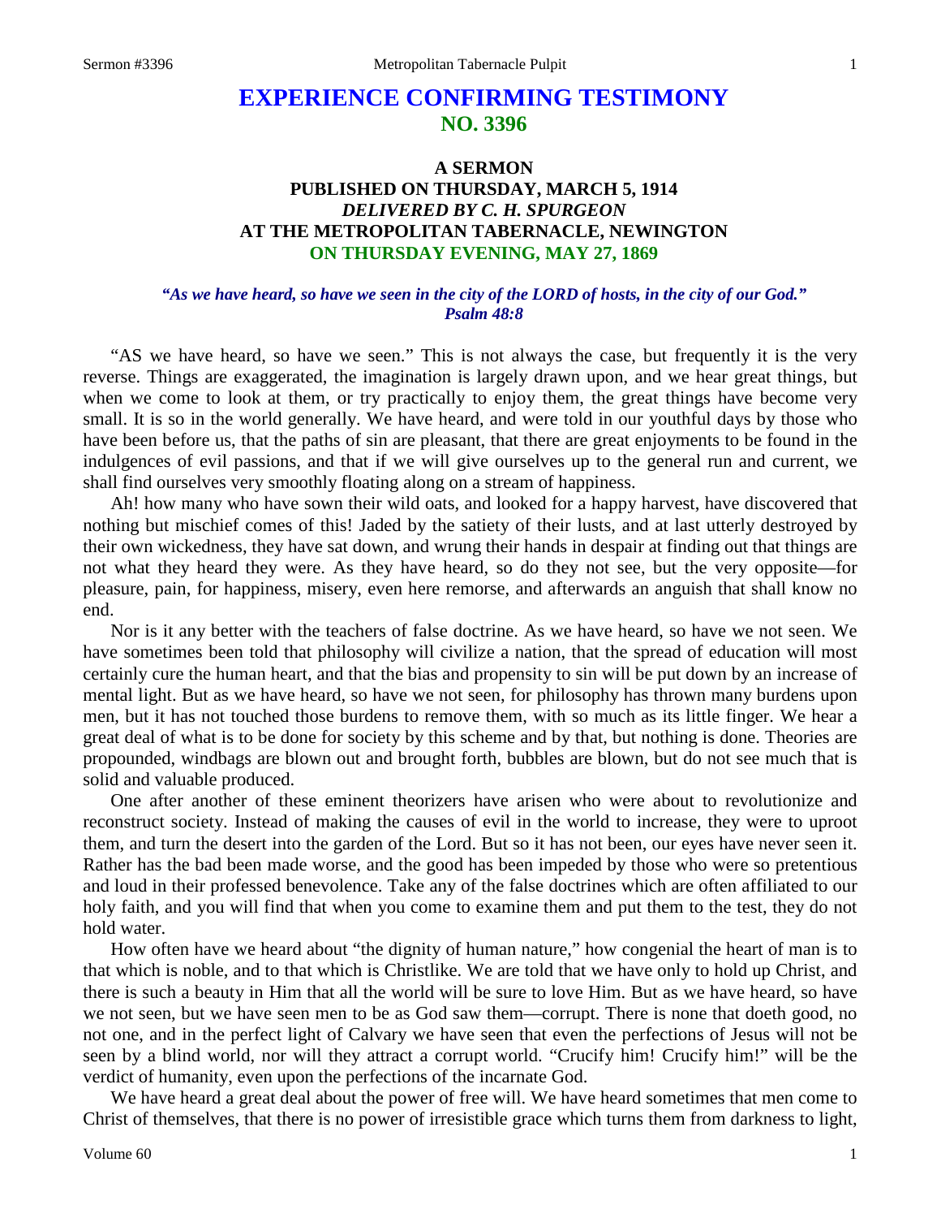# EXPERIENCE CONFIRMING TESTIMONY
## NO. 3396

### A SERMON
### PUBLISHED ON THURSDAY, MARCH 5, 1914
### *DELIVERED BY C. H. SPURGEON*
### AT THE METROPOLITAN TABERNACLE, NEWINGTON
### ON THURSDAY EVENING, MAY 27, 1869

***"As we have heard, so have we seen in the city of the LORD of hosts, in the city of our God." Psalm 48:8***

"AS we have heard, so have we seen." This is not always the case, but frequently it is the very reverse. Things are exaggerated, the imagination is largely drawn upon, and we hear great things, but when we come to look at them, or try practically to enjoy them, the great things have become very small. It is so in the world generally. We have heard, and were told in our youthful days by those who have been before us, that the paths of sin are pleasant, that there are great enjoyments to be found in the indulgences of evil passions, and that if we will give ourselves up to the general run and current, we shall find ourselves very smoothly floating along on a stream of happiness.

Ah! how many who have sown their wild oats, and looked for a happy harvest, have discovered that nothing but mischief comes of this! Jaded by the satiety of their lusts, and at last utterly destroyed by their own wickedness, they have sat down, and wrung their hands in despair at finding out that things are not what they heard they were. As they have heard, so do they not see, but the very opposite—for pleasure, pain, for happiness, misery, even here remorse, and afterwards an anguish that shall know no end.

Nor is it any better with the teachers of false doctrine. As we have heard, so have we not seen. We have sometimes been told that philosophy will civilize a nation, that the spread of education will most certainly cure the human heart, and that the bias and propensity to sin will be put down by an increase of mental light. But as we have heard, so have we not seen, for philosophy has thrown many burdens upon men, but it has not touched those burdens to remove them, with so much as its little finger. We hear a great deal of what is to be done for society by this scheme and by that, but nothing is done. Theories are propounded, windbags are blown out and brought forth, bubbles are blown, but do not see much that is solid and valuable produced.

One after another of these eminent theorizers have arisen who were about to revolutionize and reconstruct society. Instead of making the causes of evil in the world to increase, they were to uproot them, and turn the desert into the garden of the Lord. But so it has not been, our eyes have never seen it. Rather has the bad been made worse, and the good has been impeded by those who were so pretentious and loud in their professed benevolence. Take any of the false doctrines which are often affiliated to our holy faith, and you will find that when you come to examine them and put them to the test, they do not hold water.

How often have we heard about "the dignity of human nature," how congenial the heart of man is to that which is noble, and to that which is Christlike. We are told that we have only to hold up Christ, and there is such a beauty in Him that all the world will be sure to love Him. But as we have heard, so have we not seen, but we have seen men to be as God saw them—corrupt. There is none that doeth good, no not one, and in the perfect light of Calvary we have seen that even the perfections of Jesus will not be seen by a blind world, nor will they attract a corrupt world. "Crucify him! Crucify him!" will be the verdict of humanity, even upon the perfections of the incarnate God.

We have heard a great deal about the power of free will. We have heard sometimes that men come to Christ of themselves, that there is no power of irresistible grace which turns them from darkness to light,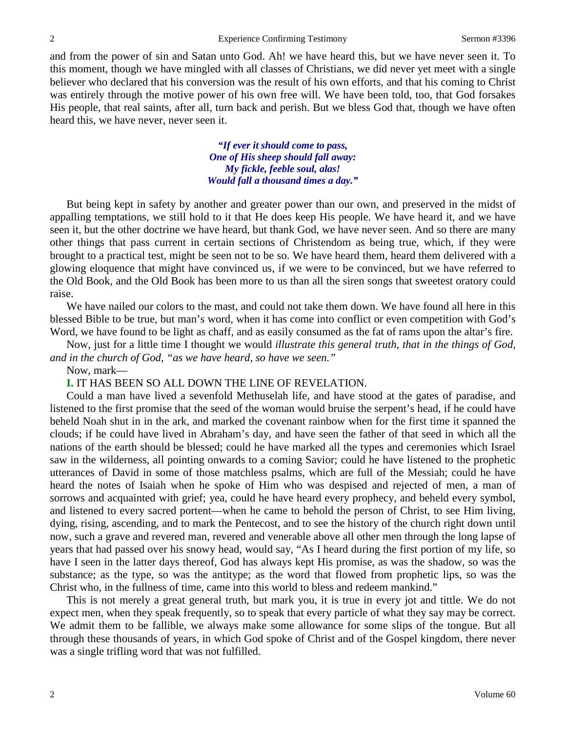and from the power of sin and Satan unto God. Ah! we have heard this, but we have never seen it. To this moment, though we have mingled with all classes of Christians, we did never yet meet with a single believer who declared that his conversion was the result of his own efforts, and that his coming to Christ was entirely through the motive power of his own free will. We have been told, too, that God forsakes His people, that real saints, after all, turn back and perish. But we bless God that, though we have often heard this, we have never, never seen it.

> ***"If ever it should come to pass,***
> ***One of His sheep should fall away:***
> ***My fickle, feeble soul, alas!***
> ***Would fall a thousand times a day."***

But being kept in safety by another and greater power than our own, and preserved in the midst of appalling temptations, we still hold to it that He does keep His people. We have heard it, and we have seen it, but the other doctrine we have heard, but thank God, we have never seen. And so there are many other things that pass current in certain sections of Christendom as being true, which, if they were brought to a practical test, might be seen not to be so. We have heard them, heard them delivered with a glowing eloquence that might have convinced us, if we were to be convinced, but we have referred to the Old Book, and the Old Book has been more to us than all the siren songs that sweetest oratory could raise.

We have nailed our colors to the mast, and could not take them down. We have found all here in this blessed Bible to be true, but man's word, when it has come into conflict or even competition with God's Word, we have found to be light as chaff, and as easily consumed as the fat of rams upon the altar's fire.

Now, just for a little time I thought we would *illustrate this general truth, that in the things of God, and in the church of God, "as we have heard, so have we seen."*

Now, mark—

**I.** IT HAS BEEN SO ALL DOWN THE LINE OF REVELATION.

Could a man have lived a sevenfold Methuselah life, and have stood at the gates of paradise, and listened to the first promise that the seed of the woman would bruise the serpent's head, if he could have beheld Noah shut in in the ark, and marked the covenant rainbow when for the first time it spanned the clouds; if he could have lived in Abraham's day, and have seen the father of that seed in which all the nations of the earth should be blessed; could he have marked all the types and ceremonies which Israel saw in the wilderness, all pointing onwards to a coming Savior; could he have listened to the prophetic utterances of David in some of those matchless psalms, which are full of the Messiah; could he have heard the notes of Isaiah when he spoke of Him who was despised and rejected of men, a man of sorrows and acquainted with grief; yea, could he have heard every prophecy, and beheld every symbol, and listened to every sacred portent—when he came to behold the person of Christ, to see Him living, dying, rising, ascending, and to mark the Pentecost, and to see the history of the church right down until now, such a grave and revered man, revered and venerable above all other men through the long lapse of years that had passed over his snowy head, would say, "As I heard during the first portion of my life, so have I seen in the latter days thereof, God has always kept His promise, as was the shadow, so was the substance; as the type, so was the antitype; as the word that flowed from prophetic lips, so was the Christ who, in the fullness of time, came into this world to bless and redeem mankind."

This is not merely a great general truth, but mark you, it is true in every jot and tittle. We do not expect men, when they speak frequently, so to speak that every particle of what they say may be correct. We admit them to be fallible, we always make some allowance for some slips of the tongue. But all through these thousands of years, in which God spoke of Christ and of the Gospel kingdom, there never was a single trifling word that was not fulfilled.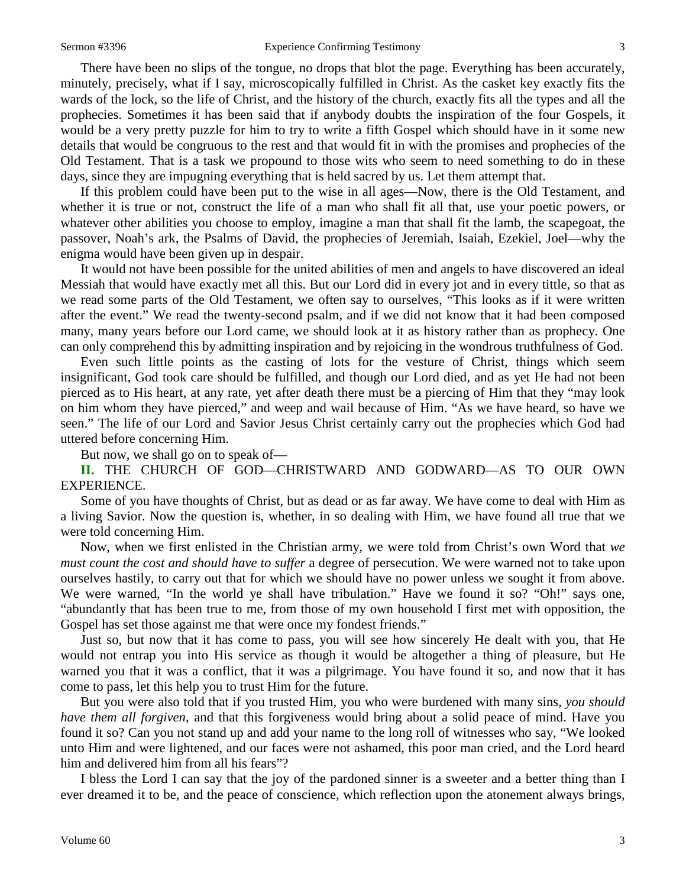There have been no slips of the tongue, no drops that blot the page. Everything has been accurately, minutely, precisely, what if I say, microscopically fulfilled in Christ. As the casket key exactly fits the wards of the lock, so the life of Christ, and the history of the church, exactly fits all the types and all the prophecies. Sometimes it has been said that if anybody doubts the inspiration of the four Gospels, it would be a very pretty puzzle for him to try to write a fifth Gospel which should have in it some new details that would be congruous to the rest and that would fit in with the promises and prophecies of the Old Testament. That is a task we propound to those wits who seem to need something to do in these days, since they are impugning everything that is held sacred by us. Let them attempt that.

If this problem could have been put to the wise in all ages—Now, there is the Old Testament, and whether it is true or not, construct the life of a man who shall fit all that, use your poetic powers, or whatever other abilities you choose to employ, imagine a man that shall fit the lamb, the scapegoat, the passover, Noah's ark, the Psalms of David, the prophecies of Jeremiah, Isaiah, Ezekiel, Joel—why the enigma would have been given up in despair.

It would not have been possible for the united abilities of men and angels to have discovered an ideal Messiah that would have exactly met all this. But our Lord did in every jot and in every tittle, so that as we read some parts of the Old Testament, we often say to ourselves, "This looks as if it were written after the event." We read the twenty-second psalm, and if we did not know that it had been composed many, many years before our Lord came, we should look at it as history rather than as prophecy. One can only comprehend this by admitting inspiration and by rejoicing in the wondrous truthfulness of God.

Even such little points as the casting of lots for the vesture of Christ, things which seem insignificant, God took care should be fulfilled, and though our Lord died, and as yet He had not been pierced as to His heart, at any rate, yet after death there must be a piercing of Him that they "may look on him whom they have pierced," and weep and wail because of Him. "As we have heard, so have we seen." The life of our Lord and Savior Jesus Christ certainly carry out the prophecies which God had uttered before concerning Him.

But now, we shall go on to speak of—

**II.** THE CHURCH OF GOD—CHRISTWARD AND GODWARD—AS TO OUR OWN EXPERIENCE.

Some of you have thoughts of Christ, but as dead or as far away. We have come to deal with Him as a living Savior. Now the question is, whether, in so dealing with Him, we have found all true that we were told concerning Him.

Now, when we first enlisted in the Christian army, we were told from Christ's own Word that *we must count the cost and should have to suffer* a degree of persecution. We were warned not to take upon ourselves hastily, to carry out that for which we should have no power unless we sought it from above. We were warned, "In the world ye shall have tribulation." Have we found it so? "Oh!" says one, "abundantly that has been true to me, from those of my own household I first met with opposition, the Gospel has set those against me that were once my fondest friends."

Just so, but now that it has come to pass, you will see how sincerely He dealt with you, that He would not entrap you into His service as though it would be altogether a thing of pleasure, but He warned you that it was a conflict, that it was a pilgrimage. You have found it so, and now that it has come to pass, let this help you to trust Him for the future.

But you were also told that if you trusted Him, you who were burdened with many sins, *you should have them all forgiven,* and that this forgiveness would bring about a solid peace of mind. Have you found it so? Can you not stand up and add your name to the long roll of witnesses who say, "We looked unto Him and were lightened, and our faces were not ashamed, this poor man cried, and the Lord heard him and delivered him from all his fears"?

I bless the Lord I can say that the joy of the pardoned sinner is a sweeter and a better thing than I ever dreamed it to be, and the peace of conscience, which reflection upon the atonement always brings,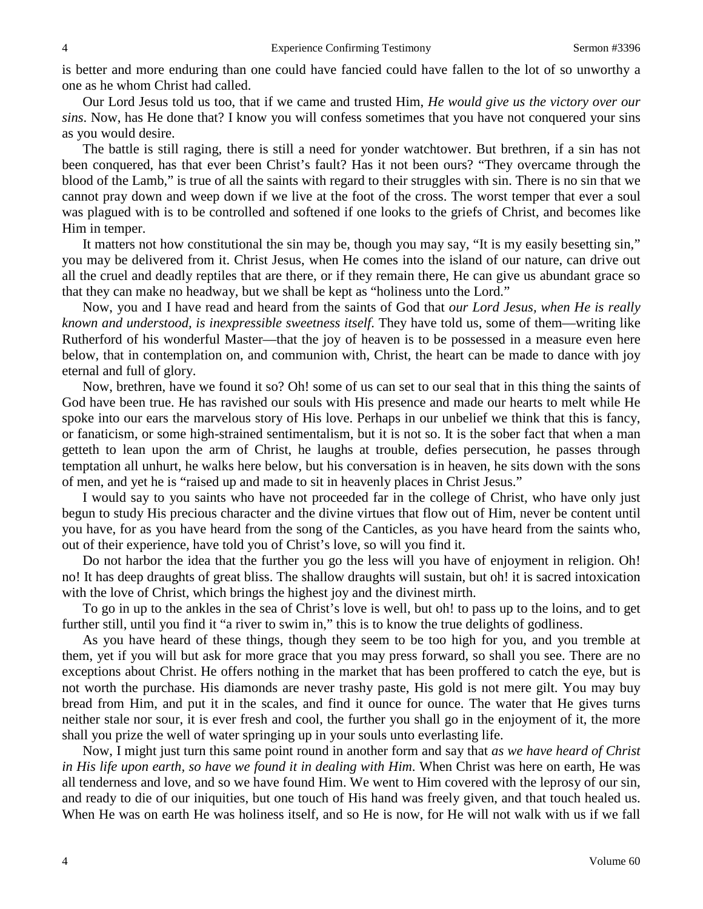is better and more enduring than one could have fancied could have fallen to the lot of so unworthy a one as he whom Christ had called.

Our Lord Jesus told us too, that if we came and trusted Him, *He would give us the victory over our sins*. Now, has He done that? I know you will confess sometimes that you have not conquered your sins as you would desire.

The battle is still raging, there is still a need for yonder watchtower. But brethren, if a sin has not been conquered, has that ever been Christ's fault? Has it not been ours? "They overcame through the blood of the Lamb," is true of all the saints with regard to their struggles with sin. There is no sin that we cannot pray down and weep down if we live at the foot of the cross. The worst temper that ever a soul was plagued with is to be controlled and softened if one looks to the griefs of Christ, and becomes like Him in temper.

It matters not how constitutional the sin may be, though you may say, "It is my easily besetting sin," you may be delivered from it. Christ Jesus, when He comes into the island of our nature, can drive out all the cruel and deadly reptiles that are there, or if they remain there, He can give us abundant grace so that they can make no headway, but we shall be kept as "holiness unto the Lord."

Now, you and I have read and heard from the saints of God that *our Lord Jesus, when He is really known and understood, is inexpressible sweetness itself.* They have told us, some of them—writing like Rutherford of his wonderful Master—that the joy of heaven is to be possessed in a measure even here below, that in contemplation on, and communion with, Christ, the heart can be made to dance with joy eternal and full of glory.

Now, brethren, have we found it so? Oh! some of us can set to our seal that in this thing the saints of God have been true. He has ravished our souls with His presence and made our hearts to melt while He spoke into our ears the marvelous story of His love. Perhaps in our unbelief we think that this is fancy, or fanaticism, or some high-strained sentimentalism, but it is not so. It is the sober fact that when a man getteth to lean upon the arm of Christ, he laughs at trouble, defies persecution, he passes through temptation all unhurt, he walks here below, but his conversation is in heaven, he sits down with the sons of men, and yet he is "raised up and made to sit in heavenly places in Christ Jesus."

I would say to you saints who have not proceeded far in the college of Christ, who have only just begun to study His precious character and the divine virtues that flow out of Him, never be content until you have, for as you have heard from the song of the Canticles, as you have heard from the saints who, out of their experience, have told you of Christ's love, so will you find it.

Do not harbor the idea that the further you go the less will you have of enjoyment in religion. Oh! no! It has deep draughts of great bliss. The shallow draughts will sustain, but oh! it is sacred intoxication with the love of Christ, which brings the highest joy and the divinest mirth.

To go in up to the ankles in the sea of Christ's love is well, but oh! to pass up to the loins, and to get further still, until you find it "a river to swim in," this is to know the true delights of godliness.

As you have heard of these things, though they seem to be too high for you, and you tremble at them, yet if you will but ask for more grace that you may press forward, so shall you see. There are no exceptions about Christ. He offers nothing in the market that has been proffered to catch the eye, but is not worth the purchase. His diamonds are never trashy paste, His gold is not mere gilt. You may buy bread from Him, and put it in the scales, and find it ounce for ounce. The water that He gives turns neither stale nor sour, it is ever fresh and cool, the further you shall go in the enjoyment of it, the more shall you prize the well of water springing up in your souls unto everlasting life.

Now, I might just turn this same point round in another form and say that *as we have heard of Christ in His life upon earth, so have we found it in dealing with Him*. When Christ was here on earth, He was all tenderness and love, and so we have found Him. We went to Him covered with the leprosy of our sin, and ready to die of our iniquities, but one touch of His hand was freely given, and that touch healed us. When He was on earth He was holiness itself, and so He is now, for He will not walk with us if we fall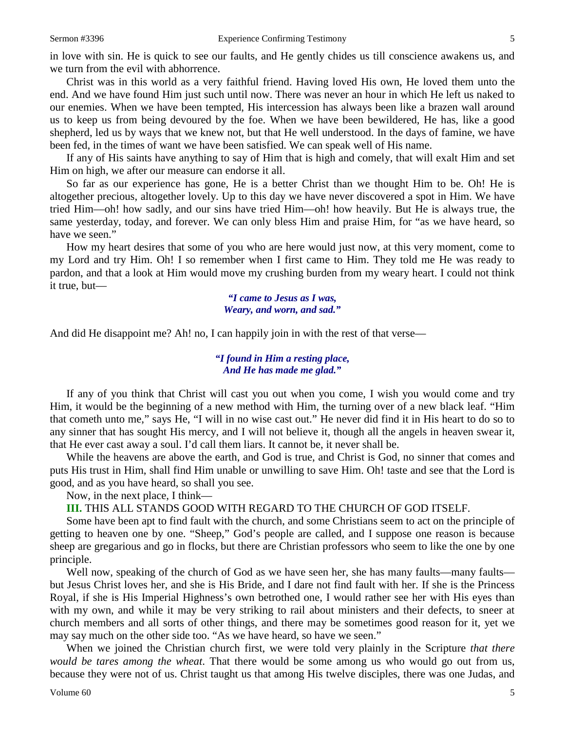in love with sin. He is quick to see our faults, and He gently chides us till conscience awakens us, and we turn from the evil with abhorrence.

Christ was in this world as a very faithful friend. Having loved His own, He loved them unto the end. And we have found Him just such until now. There was never an hour in which He left us naked to our enemies. When we have been tempted, His intercession has always been like a brazen wall around us to keep us from being devoured by the foe. When we have been bewildered, He has, like a good shepherd, led us by ways that we knew not, but that He well understood. In the days of famine, we have been fed, in the times of want we have been satisfied. We can speak well of His name.

If any of His saints have anything to say of Him that is high and comely, that will exalt Him and set Him on high, we after our measure can endorse it all.

So far as our experience has gone, He is a better Christ than we thought Him to be. Oh! He is altogether precious, altogether lovely. Up to this day we have never discovered a spot in Him. We have tried Him—oh! how sadly, and our sins have tried Him—oh! how heavily. But He is always true, the same yesterday, today, and forever. We can only bless Him and praise Him, for "as we have heard, so have we seen."

How my heart desires that some of you who are here would just now, at this very moment, come to my Lord and try Him. Oh! I so remember when I first came to Him. They told me He was ready to pardon, and that a look at Him would move my crushing burden from my weary heart. I could not think it true, but—

> ***"I came to Jesus as I was,***
> ***Weary, and worn, and sad."***

And did He disappoint me? Ah! no, I can happily join in with the rest of that verse—

> ***"I found in Him a resting place,***
> ***And He has made me glad."***

If any of you think that Christ will cast you out when you come, I wish you would come and try Him, it would be the beginning of a new method with Him, the turning over of a new black leaf. "Him that cometh unto me," says He, "I will in no wise cast out." He never did find it in His heart to do so to any sinner that has sought His mercy, and I will not believe it, though all the angels in heaven swear it, that He ever cast away a soul. I'd call them liars. It cannot be, it never shall be.

While the heavens are above the earth, and God is true, and Christ is God, no sinner that comes and puts His trust in Him, shall find Him unable or unwilling to save Him. Oh! taste and see that the Lord is good, and as you have heard, so shall you see.

Now, in the next place, I think—

**III.** THIS ALL STANDS GOOD WITH REGARD TO THE CHURCH OF GOD ITSELF.

Some have been apt to find fault with the church, and some Christians seem to act on the principle of getting to heaven one by one. "Sheep," God's people are called, and I suppose one reason is because sheep are gregarious and go in flocks, but there are Christian professors who seem to like the one by one principle.

Well now, speaking of the church of God as we have seen her, she has many faults—many faults—but Jesus Christ loves her, and she is His Bride, and I dare not find fault with her. If she is the Princess Royal, if she is His Imperial Highness's own betrothed one, I would rather see her with His eyes than with my own, and while it may be very striking to rail about ministers and their defects, to sneer at church members and all sorts of other things, and there may be sometimes good reason for it, yet we may say much on the other side too. "As we have heard, so have we seen."

When we joined the Christian church first, we were told very plainly in the Scripture *that there would be tares among the wheat*. That there would be some among us who would go out from us, because they were not of us. Christ taught us that among His twelve disciples, there was one Judas, and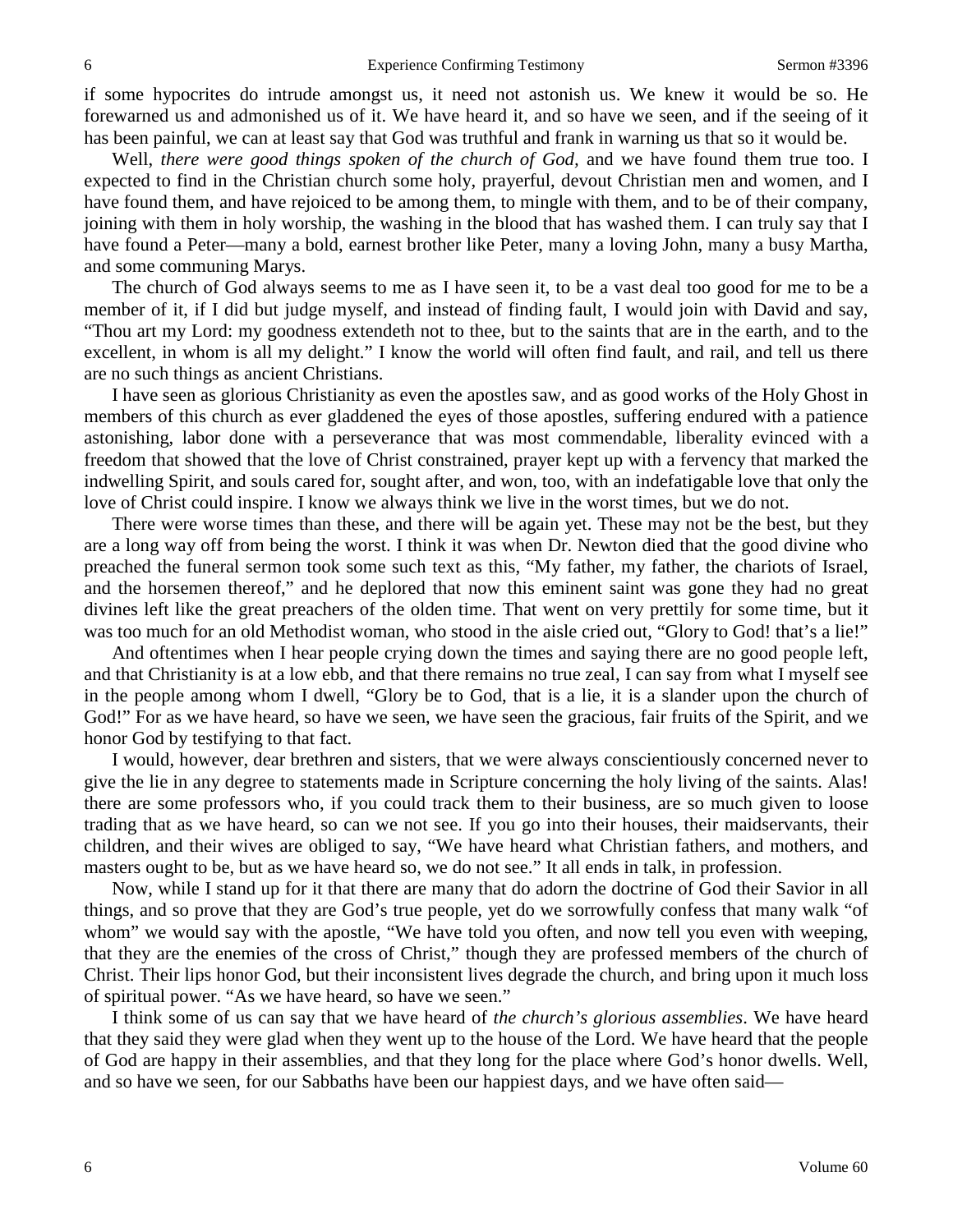if some hypocrites do intrude amongst us, it need not astonish us. We knew it would be so. He forewarned us and admonished us of it. We have heard it, and so have we seen, and if the seeing of it has been painful, we can at least say that God was truthful and frank in warning us that so it would be.

Well, *there were good things spoken of the church of God,* and we have found them true too. I expected to find in the Christian church some holy, prayerful, devout Christian men and women, and I have found them, and have rejoiced to be among them, to mingle with them, and to be of their company, joining with them in holy worship, the washing in the blood that has washed them. I can truly say that I have found a Peter—many a bold, earnest brother like Peter, many a loving John, many a busy Martha, and some communing Marys.

The church of God always seems to me as I have seen it, to be a vast deal too good for me to be a member of it, if I did but judge myself, and instead of finding fault, I would join with David and say, "Thou art my Lord: my goodness extendeth not to thee, but to the saints that are in the earth, and to the excellent, in whom is all my delight." I know the world will often find fault, and rail, and tell us there are no such things as ancient Christians.

I have seen as glorious Christianity as even the apostles saw, and as good works of the Holy Ghost in members of this church as ever gladdened the eyes of those apostles, suffering endured with a patience astonishing, labor done with a perseverance that was most commendable, liberality evinced with a freedom that showed that the love of Christ constrained, prayer kept up with a fervency that marked the indwelling Spirit, and souls cared for, sought after, and won, too, with an indefatigable love that only the love of Christ could inspire. I know we always think we live in the worst times, but we do not.

There were worse times than these, and there will be again yet. These may not be the best, but they are a long way off from being the worst. I think it was when Dr. Newton died that the good divine who preached the funeral sermon took some such text as this, "My father, my father, the chariots of Israel, and the horsemen thereof," and he deplored that now this eminent saint was gone they had no great divines left like the great preachers of the olden time. That went on very prettily for some time, but it was too much for an old Methodist woman, who stood in the aisle cried out, "Glory to God! that's a lie!"

And oftentimes when I hear people crying down the times and saying there are no good people left, and that Christianity is at a low ebb, and that there remains no true zeal, I can say from what I myself see in the people among whom I dwell, "Glory be to God, that is a lie, it is a slander upon the church of God!" For as we have heard, so have we seen, we have seen the gracious, fair fruits of the Spirit, and we honor God by testifying to that fact.

I would, however, dear brethren and sisters, that we were always conscientiously concerned never to give the lie in any degree to statements made in Scripture concerning the holy living of the saints. Alas! there are some professors who, if you could track them to their business, are so much given to loose trading that as we have heard, so can we not see. If you go into their houses, their maidservants, their children, and their wives are obliged to say, "We have heard what Christian fathers, and mothers, and masters ought to be, but as we have heard so, we do not see." It all ends in talk, in profession.

Now, while I stand up for it that there are many that do adorn the doctrine of God their Savior in all things, and so prove that they are God's true people, yet do we sorrowfully confess that many walk "of whom" we would say with the apostle, "We have told you often, and now tell you even with weeping, that they are the enemies of the cross of Christ," though they are professed members of the church of Christ. Their lips honor God, but their inconsistent lives degrade the church, and bring upon it much loss of spiritual power. "As we have heard, so have we seen."

I think some of us can say that we have heard of *the church's glorious assemblies*. We have heard that they said they were glad when they went up to the house of the Lord. We have heard that the people of God are happy in their assemblies, and that they long for the place where God's honor dwells. Well, and so have we seen, for our Sabbaths have been our happiest days, and we have often said—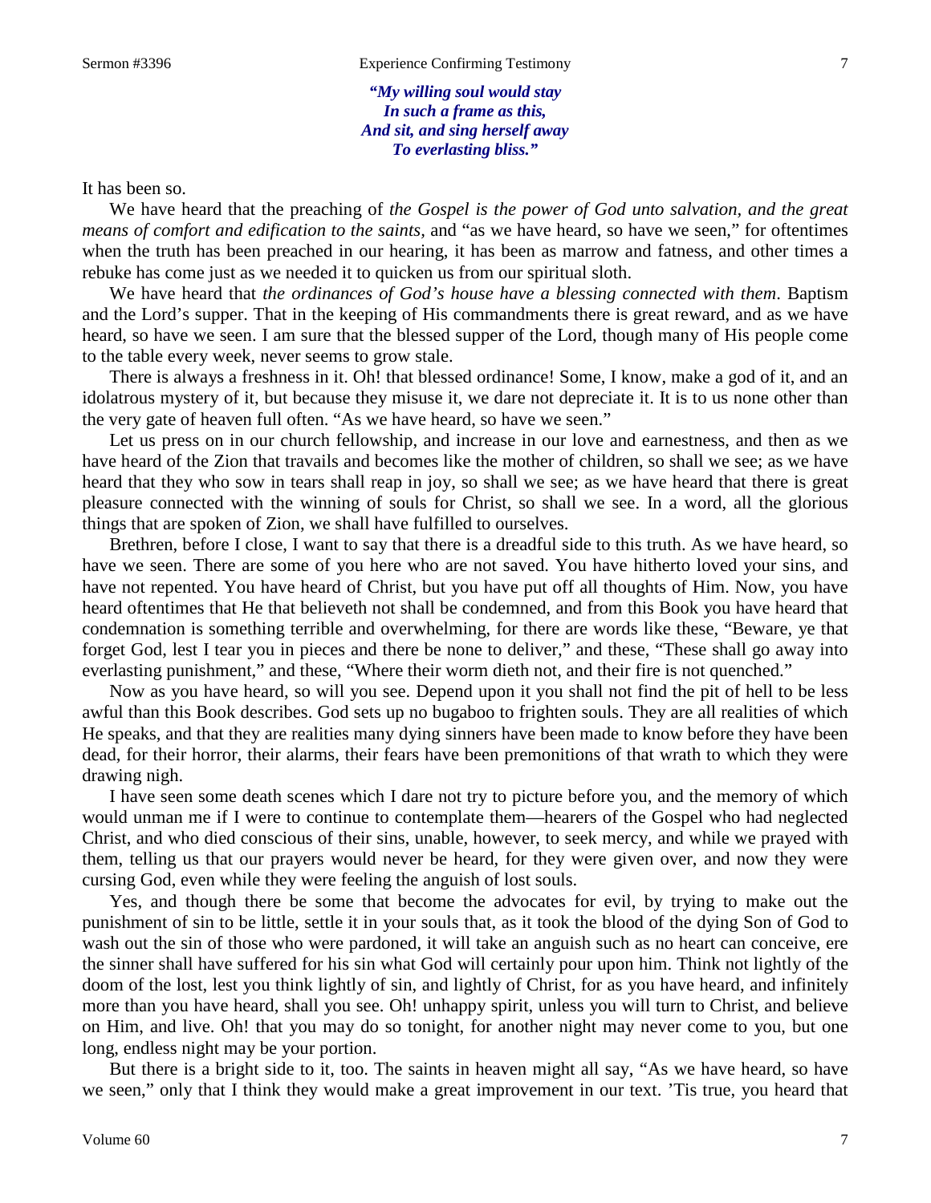*"My willing soul would stay*
*In such a frame as this,*
*And sit, and sing herself away*
*To everlasting bliss."*

It has been so.

We have heard that the preaching of *the Gospel is the power of God unto salvation, and the great means of comfort and edification to the saints,* and "as we have heard, so have we seen," for oftentimes when the truth has been preached in our hearing, it has been as marrow and fatness, and other times a rebuke has come just as we needed it to quicken us from our spiritual sloth.

We have heard that *the ordinances of God's house have a blessing connected with them*. Baptism and the Lord's supper. That in the keeping of His commandments there is great reward, and as we have heard, so have we seen. I am sure that the blessed supper of the Lord, though many of His people come to the table every week, never seems to grow stale.

There is always a freshness in it. Oh! that blessed ordinance! Some, I know, make a god of it, and an idolatrous mystery of it, but because they misuse it, we dare not depreciate it. It is to us none other than the very gate of heaven full often. "As we have heard, so have we seen."

Let us press on in our church fellowship, and increase in our love and earnestness, and then as we have heard of the Zion that travails and becomes like the mother of children, so shall we see; as we have heard that they who sow in tears shall reap in joy, so shall we see; as we have heard that there is great pleasure connected with the winning of souls for Christ, so shall we see. In a word, all the glorious things that are spoken of Zion, we shall have fulfilled to ourselves.

Brethren, before I close, I want to say that there is a dreadful side to this truth. As we have heard, so have we seen. There are some of you here who are not saved. You have hitherto loved your sins, and have not repented. You have heard of Christ, but you have put off all thoughts of Him. Now, you have heard oftentimes that He that believeth not shall be condemned, and from this Book you have heard that condemnation is something terrible and overwhelming, for there are words like these, "Beware, ye that forget God, lest I tear you in pieces and there be none to deliver," and these, "These shall go away into everlasting punishment," and these, "Where their worm dieth not, and their fire is not quenched."

Now as you have heard, so will you see. Depend upon it you shall not find the pit of hell to be less awful than this Book describes. God sets up no bugaboo to frighten souls. They are all realities of which He speaks, and that they are realities many dying sinners have been made to know before they have been dead, for their horror, their alarms, their fears have been premonitions of that wrath to which they were drawing nigh.

I have seen some death scenes which I dare not try to picture before you, and the memory of which would unman me if I were to continue to contemplate them—hearers of the Gospel who had neglected Christ, and who died conscious of their sins, unable, however, to seek mercy, and while we prayed with them, telling us that our prayers would never be heard, for they were given over, and now they were cursing God, even while they were feeling the anguish of lost souls.

Yes, and though there be some that become the advocates for evil, by trying to make out the punishment of sin to be little, settle it in your souls that, as it took the blood of the dying Son of God to wash out the sin of those who were pardoned, it will take an anguish such as no heart can conceive, ere the sinner shall have suffered for his sin what God will certainly pour upon him. Think not lightly of the doom of the lost, lest you think lightly of sin, and lightly of Christ, for as you have heard, and infinitely more than you have heard, shall you see. Oh! unhappy spirit, unless you will turn to Christ, and believe on Him, and live. Oh! that you may do so tonight, for another night may never come to you, but one long, endless night may be your portion.

But there is a bright side to it, too. The saints in heaven might all say, "As we have heard, so have we seen," only that I think they would make a great improvement in our text. 'Tis true, you heard that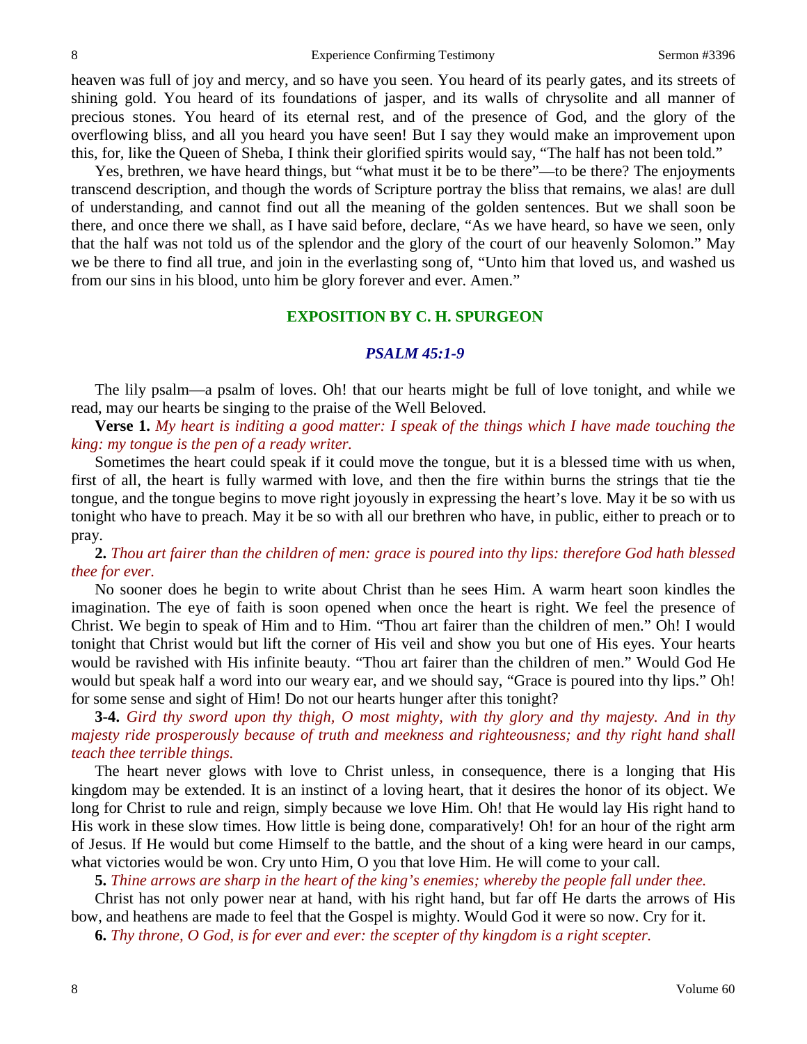heaven was full of joy and mercy, and so have you seen. You heard of its pearly gates, and its streets of shining gold. You heard of its foundations of jasper, and its walls of chrysolite and all manner of precious stones. You heard of its eternal rest, and of the presence of God, and the glory of the overflowing bliss, and all you heard you have seen! But I say they would make an improvement upon this, for, like the Queen of Sheba, I think their glorified spirits would say, "The half has not been told."

Yes, brethren, we have heard things, but "what must it be to be there"—to be there? The enjoyments transcend description, and though the words of Scripture portray the bliss that remains, we alas! are dull of understanding, and cannot find out all the meaning of the golden sentences. But we shall soon be there, and once there we shall, as I have said before, declare, "As we have heard, so have we seen, only that the half was not told us of the splendor and the glory of the court of our heavenly Solomon." May we be there to find all true, and join in the everlasting song of, "Unto him that loved us, and washed us from our sins in his blood, unto him be glory forever and ever. Amen."

## EXPOSITION BY C. H. SPURGEON

### *PSALM 45:1-9*

The lily psalm—a psalm of loves. Oh! that our hearts might be full of love tonight, and while we read, may our hearts be singing to the praise of the Well Beloved.

**Verse 1.** *My heart is inditing a good matter: I speak of the things which I have made touching the king: my tongue is the pen of a ready writer.*

Sometimes the heart could speak if it could move the tongue, but it is a blessed time with us when, first of all, the heart is fully warmed with love, and then the fire within burns the strings that tie the tongue, and the tongue begins to move right joyously in expressing the heart's love. May it be so with us tonight who have to preach. May it be so with all our brethren who have, in public, either to preach or to pray.

**2.** *Thou art fairer than the children of men: grace is poured into thy lips: therefore God hath blessed thee for ever.*

No sooner does he begin to write about Christ than he sees Him. A warm heart soon kindles the imagination. The eye of faith is soon opened when once the heart is right. We feel the presence of Christ. We begin to speak of Him and to Him. "Thou art fairer than the children of men." Oh! I would tonight that Christ would but lift the corner of His veil and show you but one of His eyes. Your hearts would be ravished with His infinite beauty. "Thou art fairer than the children of men." Would God He would but speak half a word into our weary ear, and we should say, "Grace is poured into thy lips." Oh! for some sense and sight of Him! Do not our hearts hunger after this tonight?

**3-4.** *Gird thy sword upon thy thigh, O most mighty, with thy glory and thy majesty. And in thy majesty ride prosperously because of truth and meekness and righteousness; and thy right hand shall teach thee terrible things.*

The heart never glows with love to Christ unless, in consequence, there is a longing that His kingdom may be extended. It is an instinct of a loving heart, that it desires the honor of its object. We long for Christ to rule and reign, simply because we love Him. Oh! that He would lay His right hand to His work in these slow times. How little is being done, comparatively! Oh! for an hour of the right arm of Jesus. If He would but come Himself to the battle, and the shout of a king were heard in our camps, what victories would be won. Cry unto Him, O you that love Him. He will come to your call.

**5.** *Thine arrows are sharp in the heart of the king's enemies; whereby the people fall under thee.*

Christ has not only power near at hand, with his right hand, but far off He darts the arrows of His bow, and heathens are made to feel that the Gospel is mighty. Would God it were so now. Cry for it.

**6.** *Thy throne, O God, is for ever and ever: the scepter of thy kingdom is a right scepter.*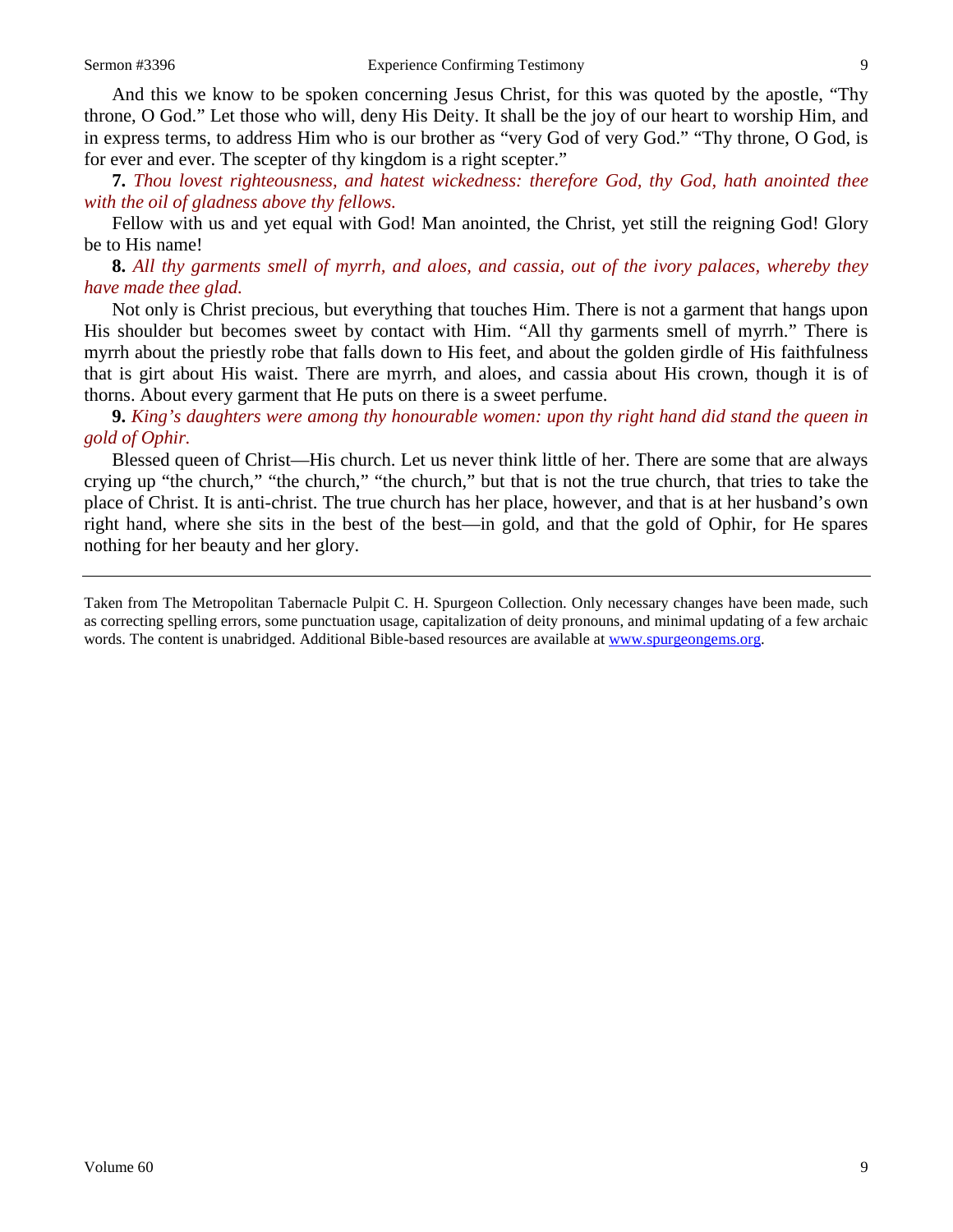And this we know to be spoken concerning Jesus Christ, for this was quoted by the apostle, "Thy throne, O God." Let those who will, deny His Deity. It shall be the joy of our heart to worship Him, and in express terms, to address Him who is our brother as "very God of very God." "Thy throne, O God, is for ever and ever. The scepter of thy kingdom is a right scepter."

**7.** *Thou lovest righteousness, and hatest wickedness: therefore God, thy God, hath anointed thee with the oil of gladness above thy fellows.*

Fellow with us and yet equal with God! Man anointed, the Christ, yet still the reigning God! Glory be to His name!

**8.** *All thy garments smell of myrrh, and aloes, and cassia, out of the ivory palaces, whereby they have made thee glad.*

Not only is Christ precious, but everything that touches Him. There is not a garment that hangs upon His shoulder but becomes sweet by contact with Him. "All thy garments smell of myrrh." There is myrrh about the priestly robe that falls down to His feet, and about the golden girdle of His faithfulness that is girt about His waist. There are myrrh, and aloes, and cassia about His crown, though it is of thorns. About every garment that He puts on there is a sweet perfume.

**9.** *King's daughters were among thy honourable women: upon thy right hand did stand the queen in gold of Ophir.*

Blessed queen of Christ—His church. Let us never think little of her. There are some that are always crying up "the church," "the church," "the church," but that is not the true church, that tries to take the place of Christ. It is anti-christ. The true church has her place, however, and that is at her husband's own right hand, where she sits in the best of the best—in gold, and that the gold of Ophir, for He spares nothing for her beauty and her glory.

---

Taken from The Metropolitan Tabernacle Pulpit C. H. Spurgeon Collection. Only necessary changes have been made, such as correcting spelling errors, some punctuation usage, capitalization of deity pronouns, and minimal updating of a few archaic words. The content is unabridged. Additional Bible-based resources are available at [www.spurgeongems.org](http://www.spurgeongems.org).